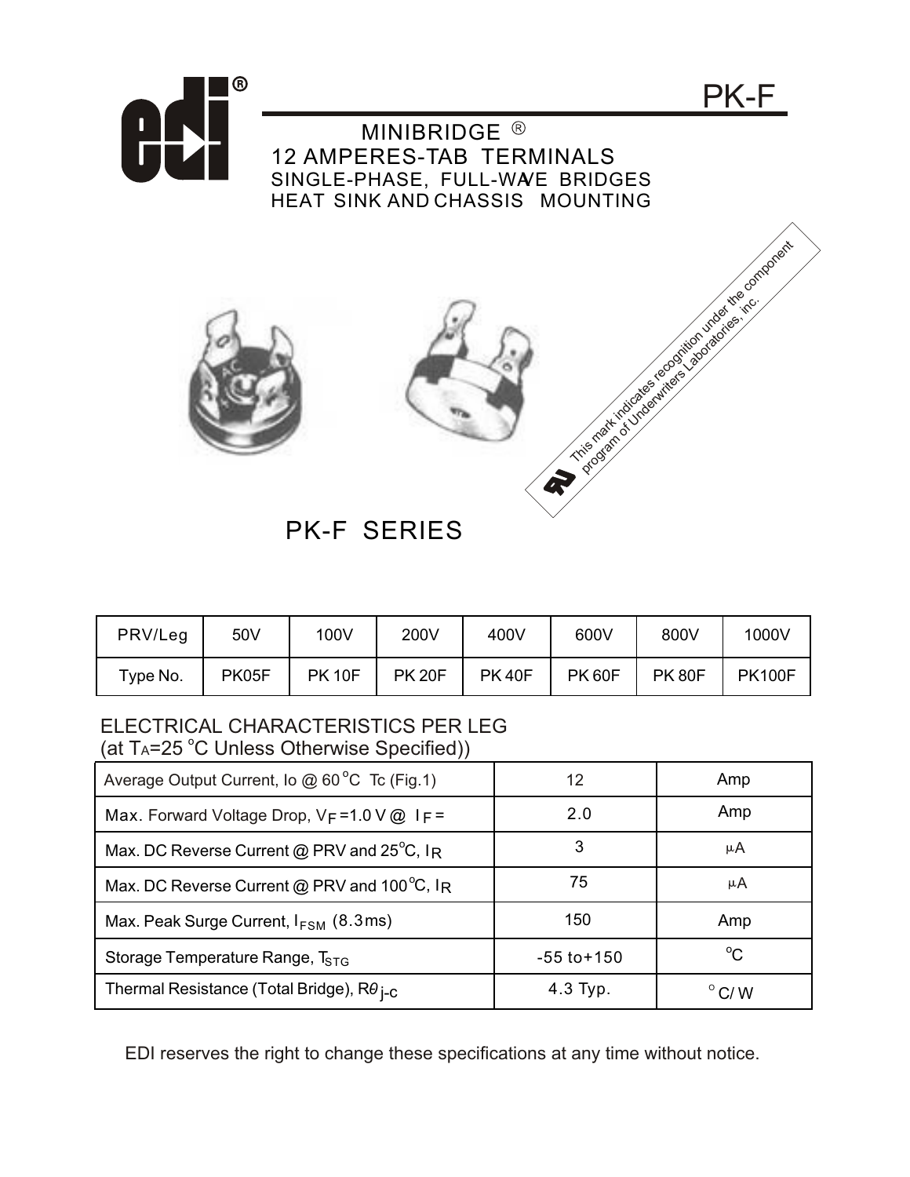# PK-F

## MINIBRIDGE ®
## 12 AMPERES-TAB TERMINALS
### SINGLE-PHASE, FULL-WAVE BRIDGES
### HEAT SINK AND CHASSIS MOUNTING

This mark indicates recognition under the component program of Underwriters Laboratories, inc.

## PK-F SERIES

| PRV/Leg | 50V | 100V | 200V | 400V | 600V | 800V | 1000V |
|---|---|---|---|---|---|---|---|
| Type No. | PK05F | PK 10F | PK 20F | PK 40F | PK 60F | PK 80F | PK100F |

### ELECTRICAL CHARACTERISTICS PER LEG
(at $T_A$=25 °C Unless Otherwise Specified))

| | | |
|---|---|---|
| Average Output Current, Io @ 60 °C Tc (Fig.1) | 12 | Amp |
| Max. Forward Voltage Drop, $V_F$ =1.0 V @ $I_F$ = | 2.0 | Amp |
| Max. DC Reverse Current @ PRV and 25°C, $I_R$ | 3 | µA |
| Max. DC Reverse Current @ PRV and 100°C, $I_R$ | 75 | µA |
| Max. Peak Surge Current, $I_{FSM}$ (8.3ms) | 150 | Amp |
| Storage Temperature Range, $T_{STG}$ | -55 to+150 | °C |
| Thermal Resistance (Total Bridge), $R\theta_{j\text{-}c}$ | 4.3 Typ. | °C/ W |

EDI reserves the right to change these specifications at any time without notice.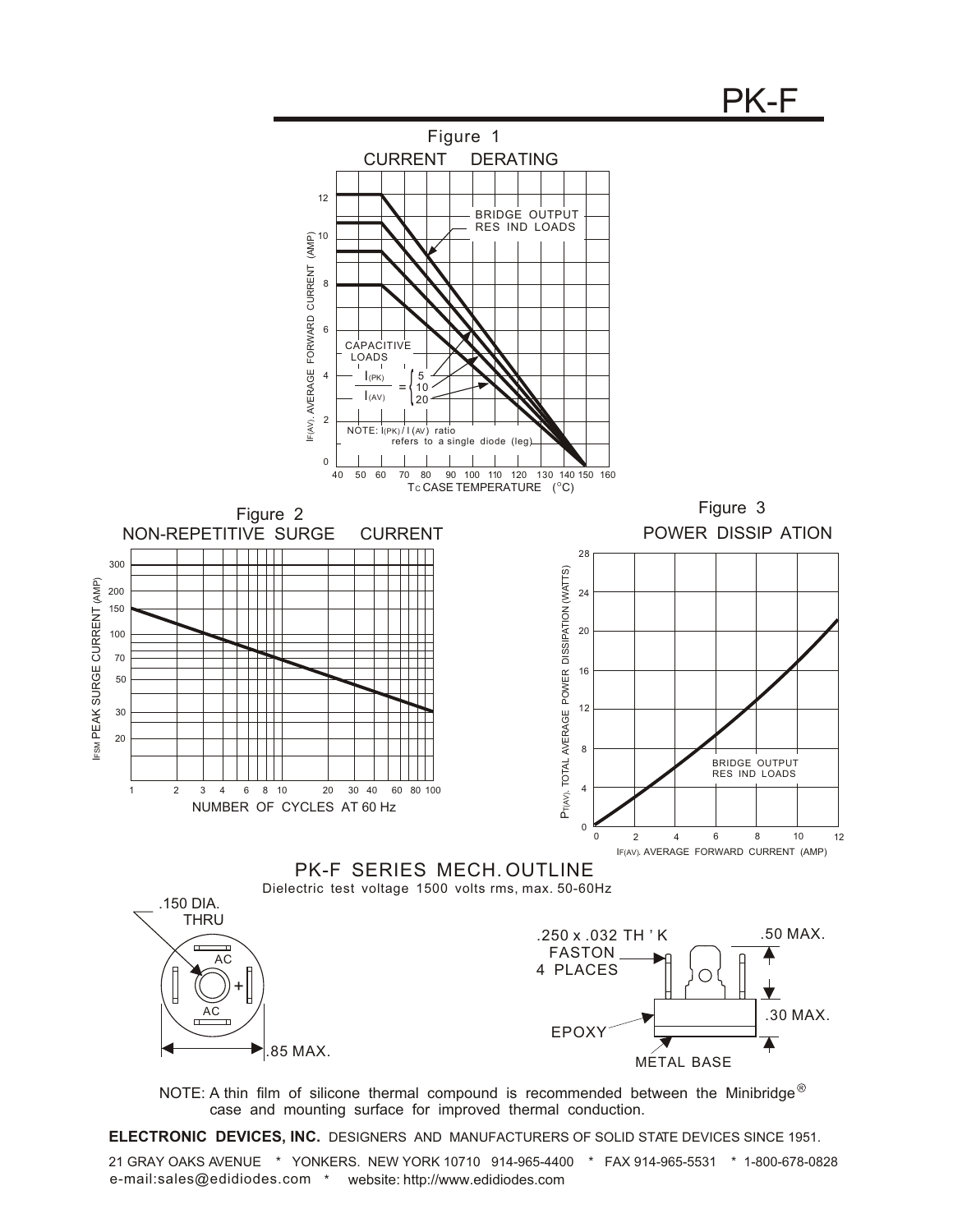# PK-F

## Figure 1
CURRENT DERATING

$I_{F(AV)}$, AVERAGE FORWARD CURRENT (AMP)

12
10
8
6
4
2
0

BRIDGE OUTPUT
RES IND LOADS

CAPACITIVE
LOADS

$\frac{I_{(PK)}}{I_{(AV)}} = \begin{cases} 5 \\ 10 \\ 20 \end{cases}$

NOTE: $I_{(PK)} / I_{(AV)}$ ratio refers to a single diode (leg)

40 50 60 70 80 90 100 110 120 130 140 150 160

$T_C$ CASE TEMPERATURE (°C)

## Figure 2
NON-REPETITIVE SURGE CURRENT

$I_{FSM}$ PEAK SURGE CURRENT (AMP)

300
200
150
100
70
50
30
20

1 2 3 4 6 8 10 20 30 40 60 80 100

NUMBER OF CYCLES AT 60 Hz

## Figure 3
POWER DISSIP ATION

$P_{T(AV)}$, TOTAL AVERAGE POWER DISSIPATION (WATTS)

28
24
20
16
12
8
4
0

BRIDGE OUTPUT
RES IND LOADS

0 2 4 6 8 10 12

$I_{F(AV)}$, AVERAGE FORWARD CURRENT (AMP)

## PK-F SERIES MECH. OUTLINE

Dielectric test voltage 1500 volts rms, max. 50-60Hz

.150 DIA.
THRU

AC
+
AC

.85 MAX.

.250 x .032 TH ' K
FASTON
4 PLACES

.50 MAX.

.30 MAX.

EPOXY

METAL BASE

NOTE: A thin film of silicone thermal compound is recommended between the Minibridge® case and mounting surface for improved thermal conduction.

**ELECTRONIC DEVICES, INC.** DESIGNERS AND MANUFACTURERS OF SOLID STATE DEVICES SINCE 1951.

21 GRAY OAKS AVENUE * YONKERS. NEW YORK 10710 914-965-4400 * FAX 914-965-5531 * 1-800-678-0828
e-mail:sales@edidiodes.com * website: http://www.edidiodes.com